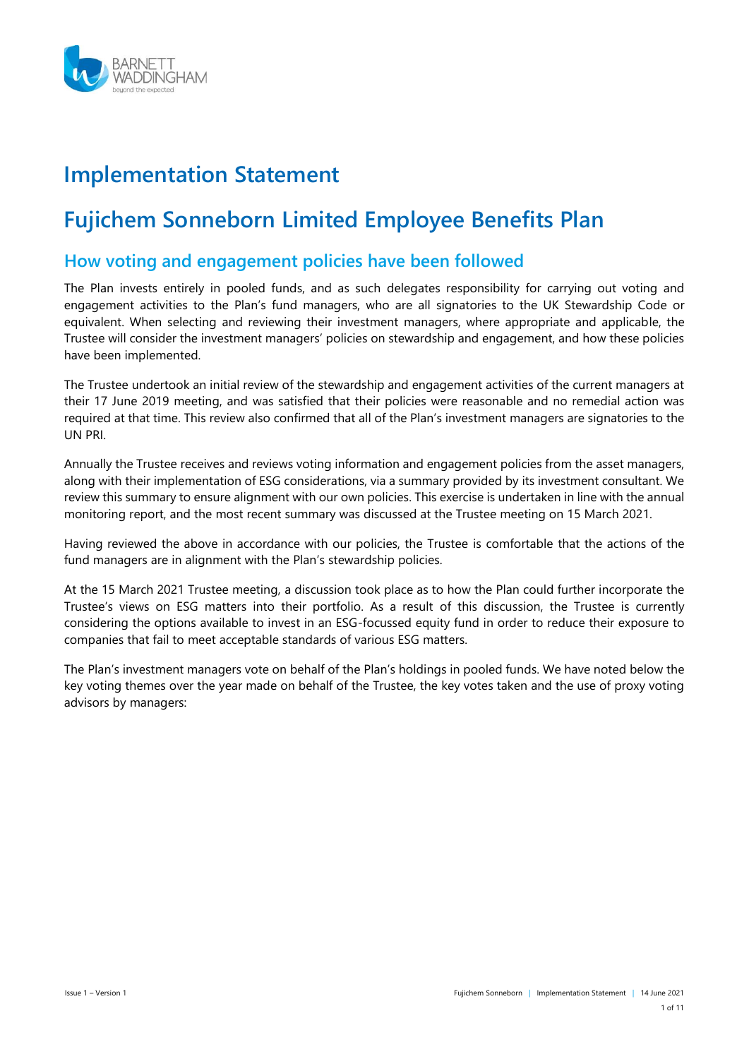# Implementation Statement

# Fujichem Sonneborn Limited Employee Benefits Plan

## How voting and engagement policies have been followed

The Plan invests entirely in pooled funds, and as such delegates responsibility for carrying out voting and engagement activities to the Plan's fund managers, who are all signatories to the UK Stewardship Code or equivalent. When selecting and reviewing their investment managers, where appropriate and applicable, the Trustee will consider the investment managers' policies on stewardship and engagement, and how these policies have been implemented.

The Trustee undertook an initial review of the stewardship and engagement activities of the current managers at their 17 June 2019 meeting, and was satisfied that their policies were reasonable and no remedial action was required at that time. This review also confirmed that all of the Plan's investment managers are signatories to the UN PRI.

Annually the Trustee receives and reviews voting information and engagement policies from the asset managers, along with their implementation of ESG considerations, via a summary provided by its investment consultant. We review this summary to ensure alignment with our own policies. This exercise is undertaken in line with the annual monitoring report, and the most recent summary was discussed at the Trustee meeting on 15 March 2021.

Having reviewed the above in accordance with our policies, the Trustee is comfortable that the actions of the fund managers are in alignment with the Plan's stewardship policies.

At the 15 March 2021 Trustee meeting, a discussion took place as to how the Plan could further incorporate the Trustee's views on ESG matters into their portfolio. As a result of this discussion, the Trustee is currently considering the options available to invest in an ESG-focussed equity fund in order to reduce their exposure to companies that fail to meet acceptable standards of various ESG matters.

The Plan's investment managers vote on behalf of the Plan's holdings in pooled funds. We have noted below the key voting themes over the year made on behalf of the Trustee, the key votes taken and the use of proxy voting advisors by managers: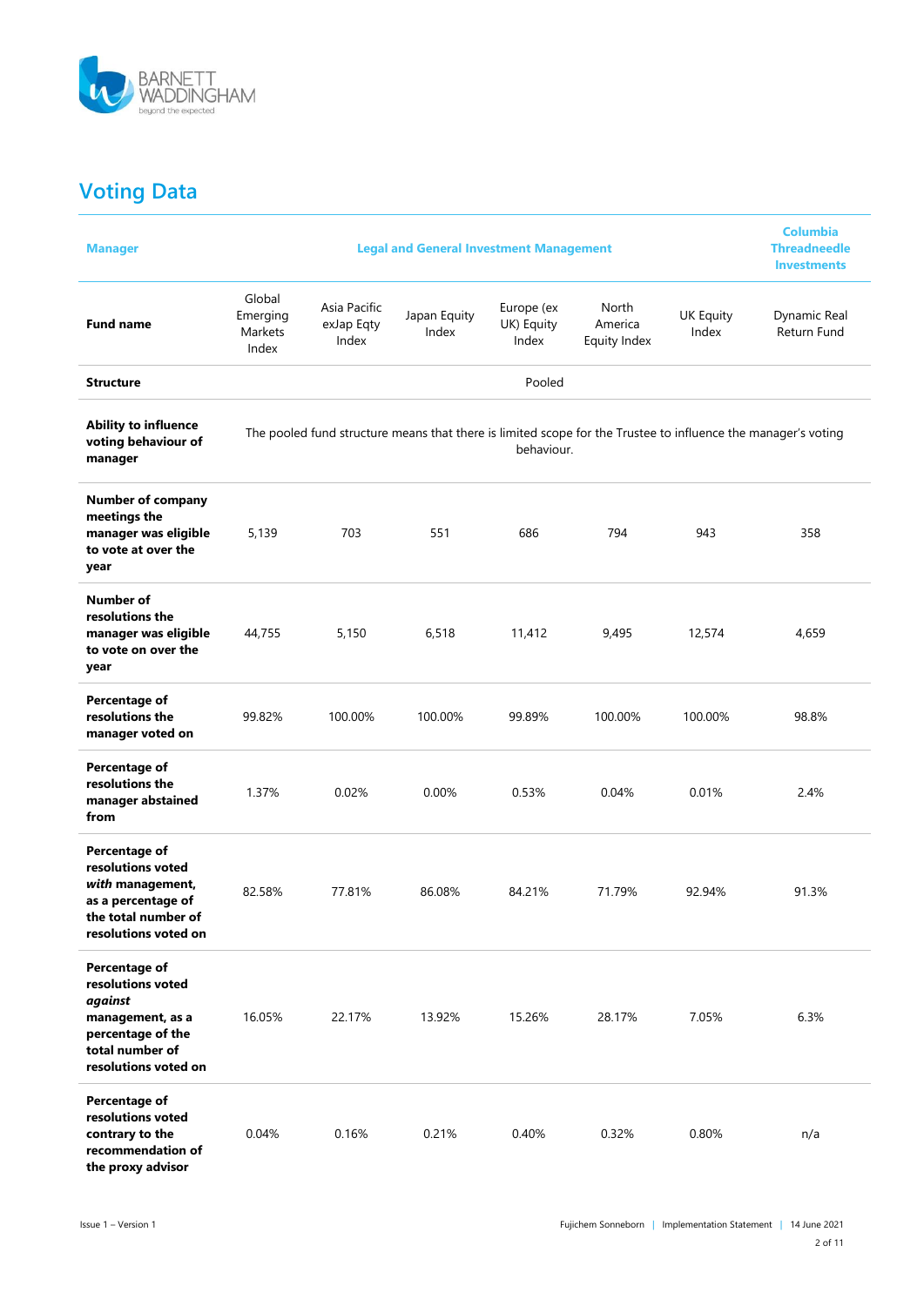## Voting Data

| Manager | Legal and General Investment Management | | | | | | Columbia Threadneedle Investments |
|---|---|---|---|---|---|---|---|
| **Fund name** | Global Emerging Markets Index | Asia Pacific exJap Eqty Index | Japan Equity Index | Europe (ex UK) Equity Index | North America Equity Index | UK Equity Index | Dynamic Real Return Fund |
| **Structure** | Pooled | | | | | | |
| **Ability to influence voting behaviour of manager** | The pooled fund structure means that there is limited scope for the Trustee to influence the manager's voting behaviour. | | | | | | |
| **Number of company meetings the manager was eligible to vote at over the year** | 5,139 | 703 | 551 | 686 | 794 | 943 | 358 |
| **Number of resolutions the manager was eligible to vote on over the year** | 44,755 | 5,150 | 6,518 | 11,412 | 9,495 | 12,574 | 4,659 |
| **Percentage of resolutions the manager voted on** | 99.82% | 100.00% | 100.00% | 99.89% | 100.00% | 100.00% | 98.8% |
| **Percentage of resolutions the manager abstained from** | 1.37% | 0.02% | 0.00% | 0.53% | 0.04% | 0.01% | 2.4% |
| **Percentage of resolutions voted *with* management, as a percentage of the total number of resolutions voted on** | 82.58% | 77.81% | 86.08% | 84.21% | 71.79% | 92.94% | 91.3% |
| **Percentage of resolutions voted *against* management, as a percentage of the total number of resolutions voted on** | 16.05% | 22.17% | 13.92% | 15.26% | 28.17% | 7.05% | 6.3% |
| **Percentage of resolutions voted contrary to the recommendation of the proxy advisor** | 0.04% | 0.16% | 0.21% | 0.40% | 0.32% | 0.80% | n/a |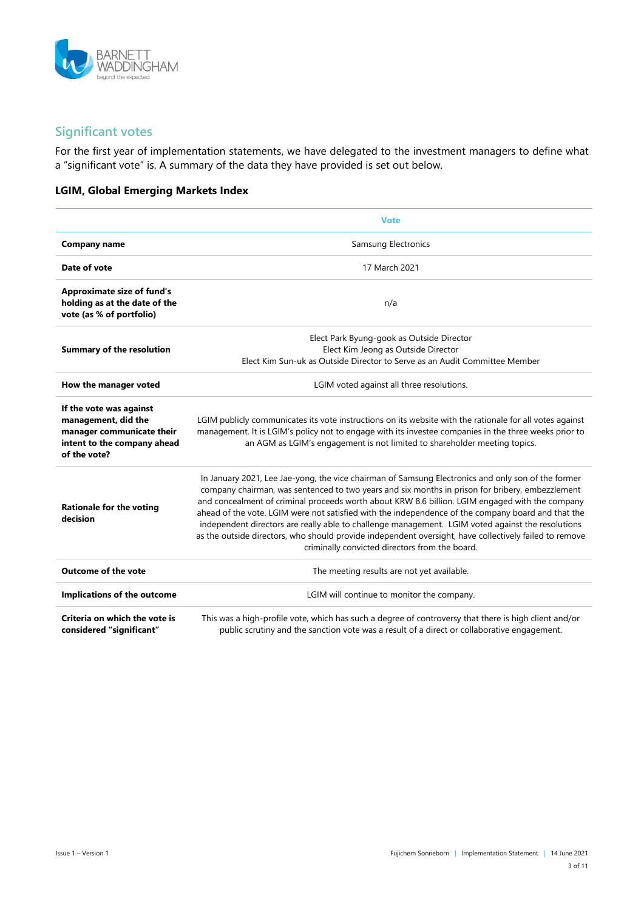## Significant votes

For the first year of implementation statements, we have delegated to the investment managers to define what a "significant vote" is. A summary of the data they have provided is set out below.

### LGIM, Global Emerging Markets Index

| | Vote |
|---|---|
| **Company name** | Samsung Electronics |
| **Date of vote** | 17 March 2021 |
| **Approximate size of fund's holding as at the date of the vote (as % of portfolio)** | n/a |
| **Summary of the resolution** | Elect Park Byung-gook as Outside Director<br>Elect Kim Jeong as Outside Director<br>Elect Kim Sun-uk as Outside Director to Serve as an Audit Committee Member |
| **How the manager voted** | LGIM voted against all three resolutions. |
| **If the vote was against management, did the manager communicate their intent to the company ahead of the vote?** | LGIM publicly communicates its vote instructions on its website with the rationale for all votes against management. It is LGIM's policy not to engage with its investee companies in the three weeks prior to an AGM as LGIM's engagement is not limited to shareholder meeting topics. |
| **Rationale for the voting decision** | In January 2021, Lee Jae-yong, the vice chairman of Samsung Electronics and only son of the former company chairman, was sentenced to two years and six months in prison for bribery, embezzlement and concealment of criminal proceeds worth about KRW 8.6 billion. LGIM engaged with the company ahead of the vote. LGIM were not satisfied with the independence of the company board and that the independent directors are really able to challenge management. LGIM voted against the resolutions as the outside directors, who should provide independent oversight, have collectively failed to remove criminally convicted directors from the board. |
| **Outcome of the vote** | The meeting results are not yet available. |
| **Implications of the outcome** | LGIM will continue to monitor the company. |
| **Criteria on which the vote is considered "significant"** | This was a high-profile vote, which has such a degree of controversy that there is high client and/or public scrutiny and the sanction vote was a result of a direct or collaborative engagement. |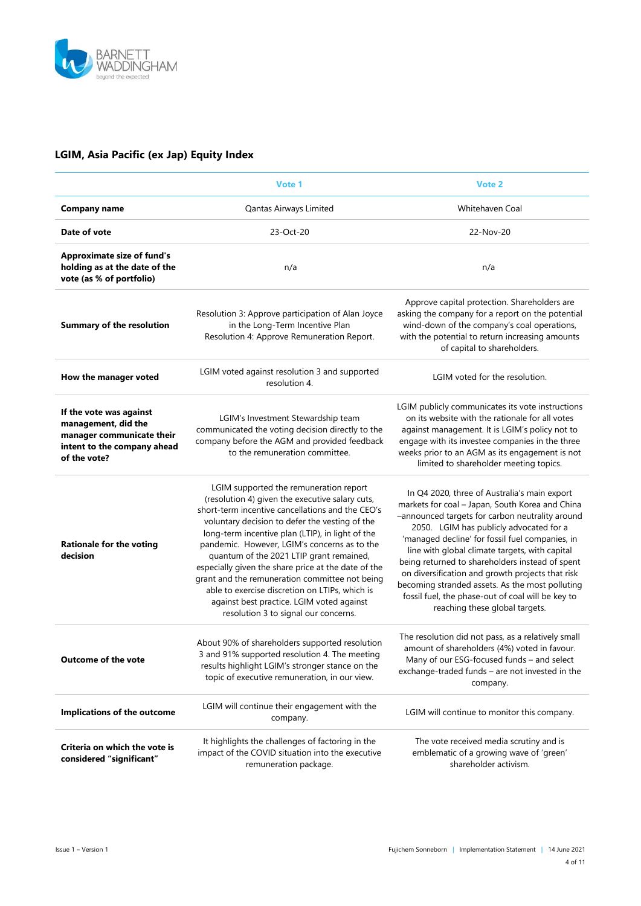## LGIM, Asia Pacific (ex Jap) Equity Index

| | Vote 1 | Vote 2 |
|---|---|---|
| **Company name** | Qantas Airways Limited | Whitehaven Coal |
| **Date of vote** | 23-Oct-20 | 22-Nov-20 |
| **Approximate size of fund's holding as at the date of the vote (as % of portfolio)** | n/a | n/a |
| **Summary of the resolution** | Resolution 3: Approve participation of Alan Joyce in the Long-Term Incentive Plan Resolution 4: Approve Remuneration Report. | Approve capital protection. Shareholders are asking the company for a report on the potential wind-down of the company's coal operations, with the potential to return increasing amounts of capital to shareholders. |
| **How the manager voted** | LGIM voted against resolution 3 and supported resolution 4. | LGIM voted for the resolution. |
| **If the vote was against management, did the manager communicate their intent to the company ahead of the vote?** | LGIM's Investment Stewardship team communicated the voting decision directly to the company before the AGM and provided feedback to the remuneration committee. | LGIM publicly communicates its vote instructions on its website with the rationale for all votes against management. It is LGIM's policy not to engage with its investee companies in the three weeks prior to an AGM as its engagement is not limited to shareholder meeting topics. |
| **Rationale for the voting decision** | LGIM supported the remuneration report (resolution 4) given the executive salary cuts, short-term incentive cancellations and the CEO's voluntary decision to defer the vesting of the long-term incentive plan (LTIP), in light of the pandemic. However, LGIM's concerns as to the quantum of the 2021 LTIP grant remained, especially given the share price at the date of the grant and the remuneration committee not being able to exercise discretion on LTIPs, which is against best practice. LGIM voted against resolution 3 to signal our concerns. | In Q4 2020, three of Australia's main export markets for coal – Japan, South Korea and China –announced targets for carbon neutrality around 2050. LGIM has publicly advocated for a 'managed decline' for fossil fuel companies, in line with global climate targets, with capital being returned to shareholders instead of spent on diversification and growth projects that risk becoming stranded assets. As the most polluting fossil fuel, the phase-out of coal will be key to reaching these global targets. |
| **Outcome of the vote** | About 90% of shareholders supported resolution 3 and 91% supported resolution 4. The meeting results highlight LGIM's stronger stance on the topic of executive remuneration, in our view. | The resolution did not pass, as a relatively small amount of shareholders (4%) voted in favour. Many of our ESG-focused funds – and select exchange-traded funds – are not invested in the company. |
| **Implications of the outcome** | LGIM will continue their engagement with the company. | LGIM will continue to monitor this company. |
| **Criteria on which the vote is considered "significant"** | It highlights the challenges of factoring in the impact of the COVID situation into the executive remuneration package. | The vote received media scrutiny and is emblematic of a growing wave of 'green' shareholder activism. |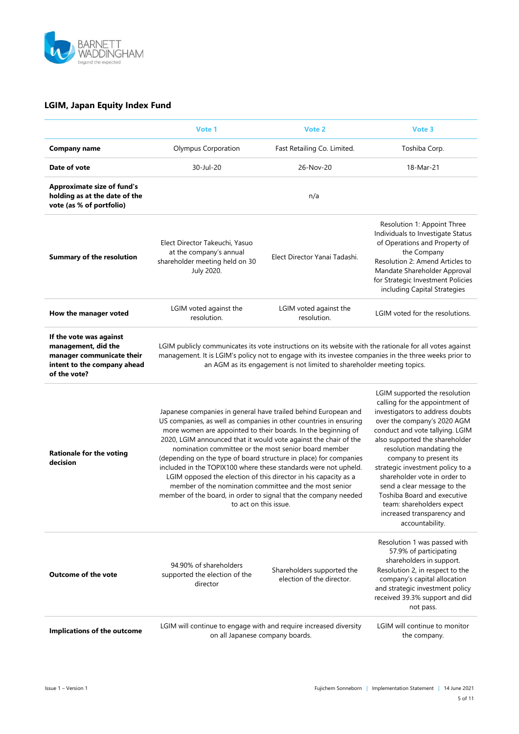## LGIM, Japan Equity Index Fund

| | Vote 1 | Vote 2 | Vote 3 |
|---|---|---|---|
| **Company name** | Olympus Corporation | Fast Retailing Co. Limited. | Toshiba Corp. |
| **Date of vote** | 30-Jul-20 | 26-Nov-20 | 18-Mar-21 |
| **Approximate size of fund's holding as at the date of the vote (as % of portfolio)** | n/a | | |
| **Summary of the resolution** | Elect Director Takeuchi, Yasuo at the company's annual shareholder meeting held on 30 July 2020. | Elect Director Yanai Tadashi. | Resolution 1: Appoint Three Individuals to Investigate Status of Operations and Property of the Company<br>Resolution 2: Amend Articles to Mandate Shareholder Approval for Strategic Investment Policies including Capital Strategies |
| **How the manager voted** | LGIM voted against the resolution. | LGIM voted against the resolution. | LGIM voted for the resolutions. |
| **If the vote was against management, did the manager communicate their intent to the company ahead of the vote?** | LGIM publicly communicates its vote instructions on its website with the rationale for all votes against management. It is LGIM's policy not to engage with its investee companies in the three weeks prior to an AGM as its engagement is not limited to shareholder meeting topics. | | |
| **Rationale for the voting decision** | Japanese companies in general have trailed behind European and US companies, as well as companies in other countries in ensuring more women are appointed to their boards. In the beginning of 2020, LGIM announced that it would vote against the chair of the nomination committee or the most senior board member (depending on the type of board structure in place) for companies included in the TOPIX100 where these standards were not upheld. LGIM opposed the election of this director in his capacity as a member of the nomination committee and the most senior member of the board, in order to signal that the company needed to act on this issue. | | LGIM supported the resolution calling for the appointment of investigators to address doubts over the company's 2020 AGM conduct and vote tallying. LGIM also supported the shareholder resolution mandating the company to present its strategic investment policy to a shareholder vote in order to send a clear message to the Toshiba Board and executive team: shareholders expect increased transparency and accountability. |
| **Outcome of the vote** | 94.90% of shareholders supported the election of the director | Shareholders supported the election of the director. | Resolution 1 was passed with 57.9% of participating shareholders in support.<br>Resolution 2, in respect to the company's capital allocation and strategic investment policy received 39.3% support and did not pass. |
| **Implications of the outcome** | LGIM will continue to engage with and require increased diversity on all Japanese company boards. | | LGIM will continue to monitor the company. |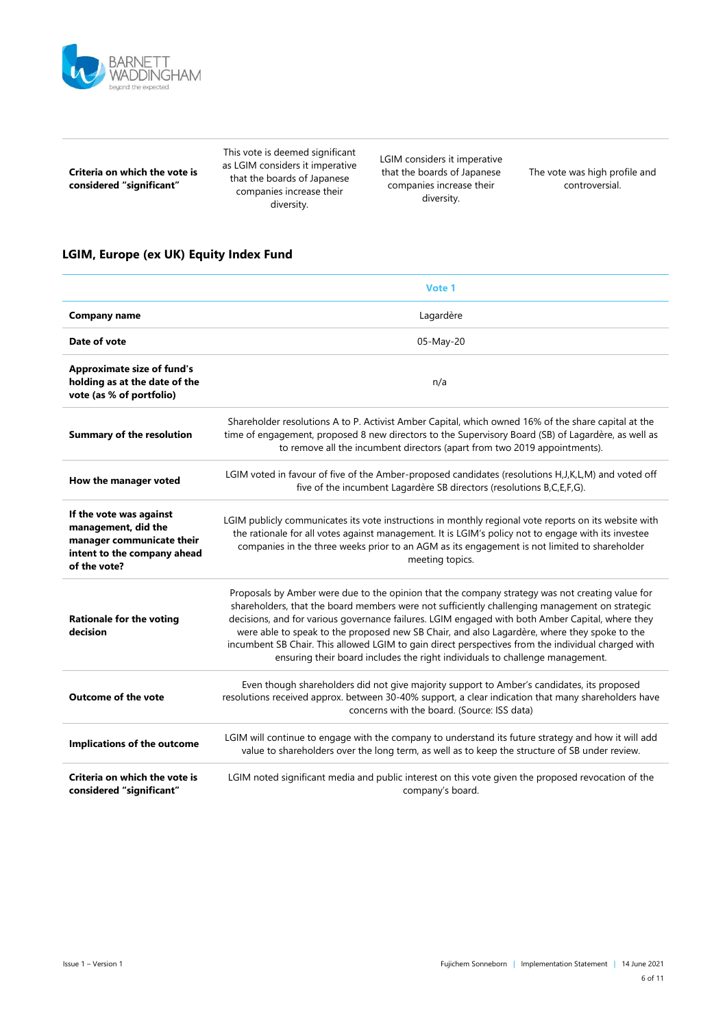| | | | |
|---|---|---|---|
| **Criteria on which the vote is considered "significant"** | This vote is deemed significant as LGIM considers it imperative that the boards of Japanese companies increase their diversity. | LGIM considers it imperative that the boards of Japanese companies increase their diversity. | The vote was high profile and controversial. |

## LGIM, Europe (ex UK) Equity Index Fund

| | Vote 1 |
|---|---|
| **Company name** | Lagardère |
| **Date of vote** | 05-May-20 |
| **Approximate size of fund's holding as at the date of the vote (as % of portfolio)** | n/a |
| **Summary of the resolution** | Shareholder resolutions A to P. Activist Amber Capital, which owned 16% of the share capital at the time of engagement, proposed 8 new directors to the Supervisory Board (SB) of Lagardère, as well as to remove all the incumbent directors (apart from two 2019 appointments). |
| **How the manager voted** | LGIM voted in favour of five of the Amber-proposed candidates (resolutions H,J,K,L,M) and voted off five of the incumbent Lagardère SB directors (resolutions B,C,E,F,G). |
| **If the vote was against management, did the manager communicate their intent to the company ahead of the vote?** | LGIM publicly communicates its vote instructions in monthly regional vote reports on its website with the rationale for all votes against management. It is LGIM's policy not to engage with its investee companies in the three weeks prior to an AGM as its engagement is not limited to shareholder meeting topics. |
| **Rationale for the voting decision** | Proposals by Amber were due to the opinion that the company strategy was not creating value for shareholders, that the board members were not sufficiently challenging management on strategic decisions, and for various governance failures. LGIM engaged with both Amber Capital, where they were able to speak to the proposed new SB Chair, and also Lagardère, where they spoke to the incumbent SB Chair. This allowed LGIM to gain direct perspectives from the individual charged with ensuring their board includes the right individuals to challenge management. |
| **Outcome of the vote** | Even though shareholders did not give majority support to Amber's candidates, its proposed resolutions received approx. between 30-40% support, a clear indication that many shareholders have concerns with the board. (Source: ISS data) |
| **Implications of the outcome** | LGIM will continue to engage with the company to understand its future strategy and how it will add value to shareholders over the long term, as well as to keep the structure of SB under review. |
| **Criteria on which the vote is considered "significant"** | LGIM noted significant media and public interest on this vote given the proposed revocation of the company's board. |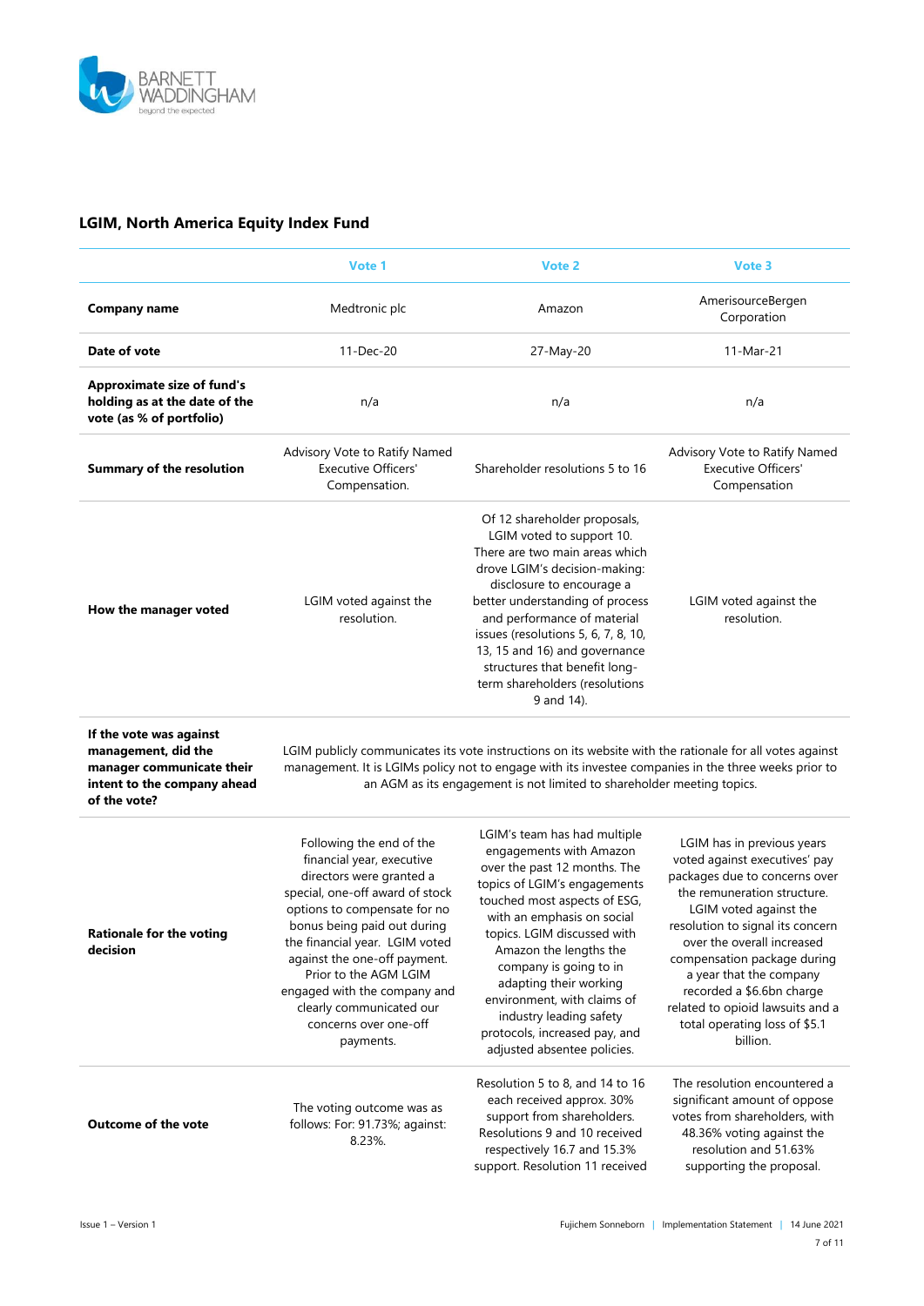## LGIM, North America Equity Index Fund

| | Vote 1 | Vote 2 | Vote 3 |
|---|---|---|---|
| **Company name** | Medtronic plc | Amazon | AmerisourceBergen Corporation |
| **Date of vote** | 11-Dec-20 | 27-May-20 | 11-Mar-21 |
| **Approximate size of fund's holding as at the date of the vote (as % of portfolio)** | n/a | n/a | n/a |
| **Summary of the resolution** | Advisory Vote to Ratify Named Executive Officers' Compensation. | Shareholder resolutions 5 to 16 | Advisory Vote to Ratify Named Executive Officers' Compensation |
| **How the manager voted** | LGIM voted against the resolution. | Of 12 shareholder proposals, LGIM voted to support 10. There are two main areas which drove LGIM's decision-making: disclosure to encourage a better understanding of process and performance of material issues (resolutions 5, 6, 7, 8, 10, 13, 15 and 16) and governance structures that benefit long-term shareholders (resolutions 9 and 14). | LGIM voted against the resolution. |
| **If the vote was against management, did the manager communicate their intent to the company ahead of the vote?** | LGIM publicly communicates its vote instructions on its website with the rationale for all votes against management. It is LGIMs policy not to engage with its investee companies in the three weeks prior to an AGM as its engagement is not limited to shareholder meeting topics. | | |
| **Rationale for the voting decision** | Following the end of the financial year, executive directors were granted a special, one-off award of stock options to compensate for no bonus being paid out during the financial year. LGIM voted against the one-off payment. Prior to the AGM LGIM engaged with the company and clearly communicated our concerns over one-off payments. | LGIM's team has had multiple engagements with Amazon over the past 12 months. The topics of LGIM's engagements touched most aspects of ESG, with an emphasis on social topics. LGIM discussed with Amazon the lengths the company is going to in adapting their working environment, with claims of industry leading safety protocols, increased pay, and adjusted absentee policies. | LGIM has in previous years voted against executives' pay packages due to concerns over the remuneration structure. LGIM voted against the resolution to signal its concern over the overall increased compensation package during a year that the company recorded a $6.6bn charge related to opioid lawsuits and a total operating loss of $5.1 billion. |
| **Outcome of the vote** | The voting outcome was as follows: For: 91.73%; against: 8.23%. | Resolution 5 to 8, and 14 to 16 each received approx. 30% support from shareholders. Resolutions 9 and 10 received respectively 16.7 and 15.3% support. Resolution 11 received | The resolution encountered a significant amount of oppose votes from shareholders, with 48.36% voting against the resolution and 51.63% supporting the proposal. |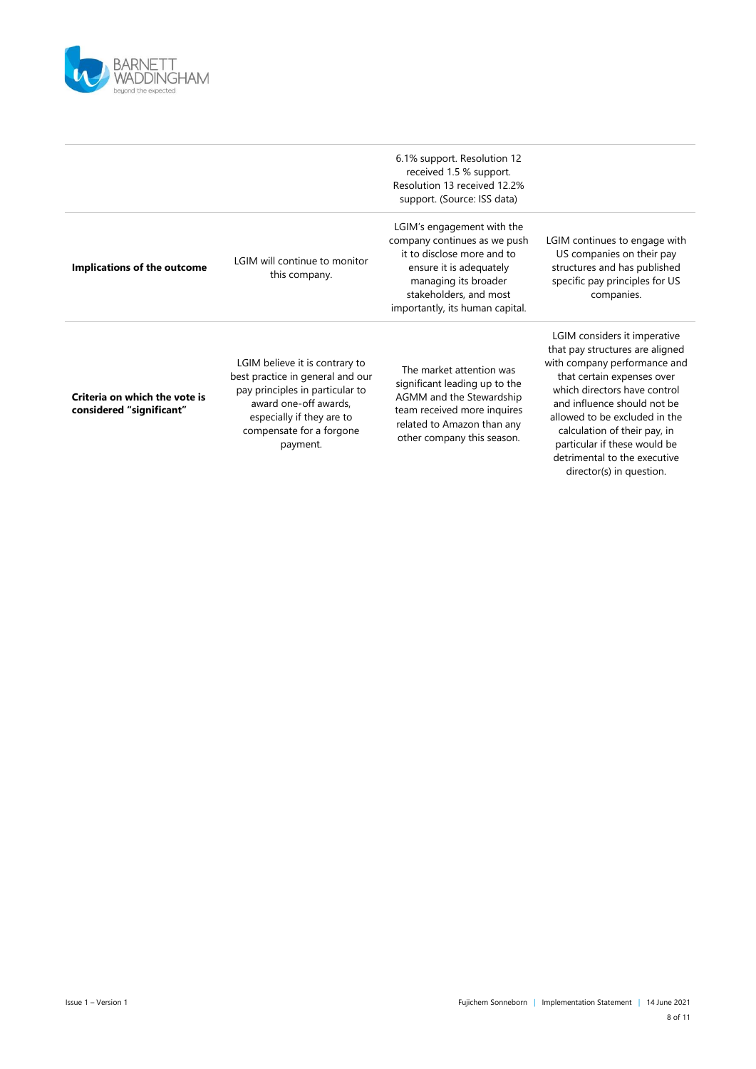| | | | |
|---|---|---|---|
| | | 6.1% support. Resolution 12 received 1.5 % support. Resolution 13 received 12.2% support. (Source: ISS data) | |
| **Implications of the outcome** | LGIM will continue to monitor this company. | LGIM's engagement with the company continues as we push it to disclose more and to ensure it is adequately managing its broader stakeholders, and most importantly, its human capital. | LGIM continues to engage with US companies on their pay structures and has published specific pay principles for US companies. |
| **Criteria on which the vote is considered "significant"** | LGIM believe it is contrary to best practice in general and our pay principles in particular to award one-off awards, especially if they are to compensate for a forgone payment. | The market attention was significant leading up to the AGMM and the Stewardship team received more inquires related to Amazon than any other company this season. | LGIM considers it imperative that pay structures are aligned with company performance and that certain expenses over which directors have control and influence should not be allowed to be excluded in the calculation of their pay, in particular if these would be detrimental to the executive director(s) in question. |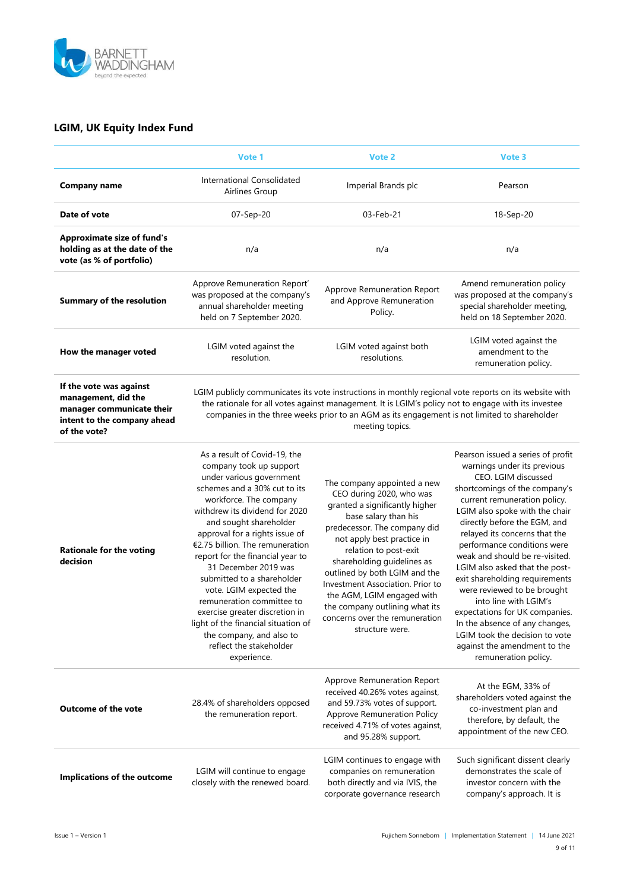## LGIM, UK Equity Index Fund

| | Vote 1 | Vote 2 | Vote 3 |
|---|---|---|---|
| **Company name** | International Consolidated Airlines Group | Imperial Brands plc | Pearson |
| **Date of vote** | 07-Sep-20 | 03-Feb-21 | 18-Sep-20 |
| **Approximate size of fund's holding as at the date of the vote (as % of portfolio)** | n/a | n/a | n/a |
| **Summary of the resolution** | Approve Remuneration Report' was proposed at the company's annual shareholder meeting held on 7 September 2020. | Approve Remuneration Report and Approve Remuneration Policy. | Amend remuneration policy was proposed at the company's special shareholder meeting, held on 18 September 2020. |
| **How the manager voted** | LGIM voted against the resolution. | LGIM voted against both resolutions. | LGIM voted against the amendment to the remuneration policy. |
| **If the vote was against management, did the manager communicate their intent to the company ahead of the vote?** | LGIM publicly communicates its vote instructions in monthly regional vote reports on its website with the rationale for all votes against management. It is LGIM's policy not to engage with its investee companies in the three weeks prior to an AGM as its engagement is not limited to shareholder meeting topics. | | |
| **Rationale for the voting decision** | As a result of Covid-19, the company took up support under various government schemes and a 30% cut to its workforce. The company withdrew its dividend for 2020 and sought shareholder approval for a rights issue of €2.75 billion. The remuneration report for the financial year to 31 December 2019 was submitted to a shareholder vote. LGIM expected the remuneration committee to exercise greater discretion in light of the financial situation of the company, and also to reflect the stakeholder experience. | The company appointed a new CEO during 2020, who was granted a significantly higher base salary than his predecessor. The company did not apply best practice in relation to post-exit shareholding guidelines as outlined by both LGIM and the Investment Association. Prior to the AGM, LGIM engaged with the company outlining what its concerns over the remuneration structure were. | Pearson issued a series of profit warnings under its previous CEO. LGIM discussed shortcomings of the company's current remuneration policy. LGIM also spoke with the chair directly before the EGM, and relayed its concerns that the performance conditions were weak and should be re-visited. LGIM also asked that the post-exit shareholding requirements were reviewed to be brought into line with LGIM's expectations for UK companies. In the absence of any changes, LGIM took the decision to vote against the amendment to the remuneration policy. |
| **Outcome of the vote** | 28.4% of shareholders opposed the remuneration report. | Approve Remuneration Report received 40.26% votes against, and 59.73% votes of support. Approve Remuneration Policy received 4.71% of votes against, and 95.28% support. | At the EGM, 33% of shareholders voted against the co-investment plan and therefore, by default, the appointment of the new CEO. |
| **Implications of the outcome** | LGIM will continue to engage closely with the renewed board. | LGIM continues to engage with companies on remuneration both directly and via IVIS, the corporate governance research | Such significant dissent clearly demonstrates the scale of investor concern with the company's approach. It is |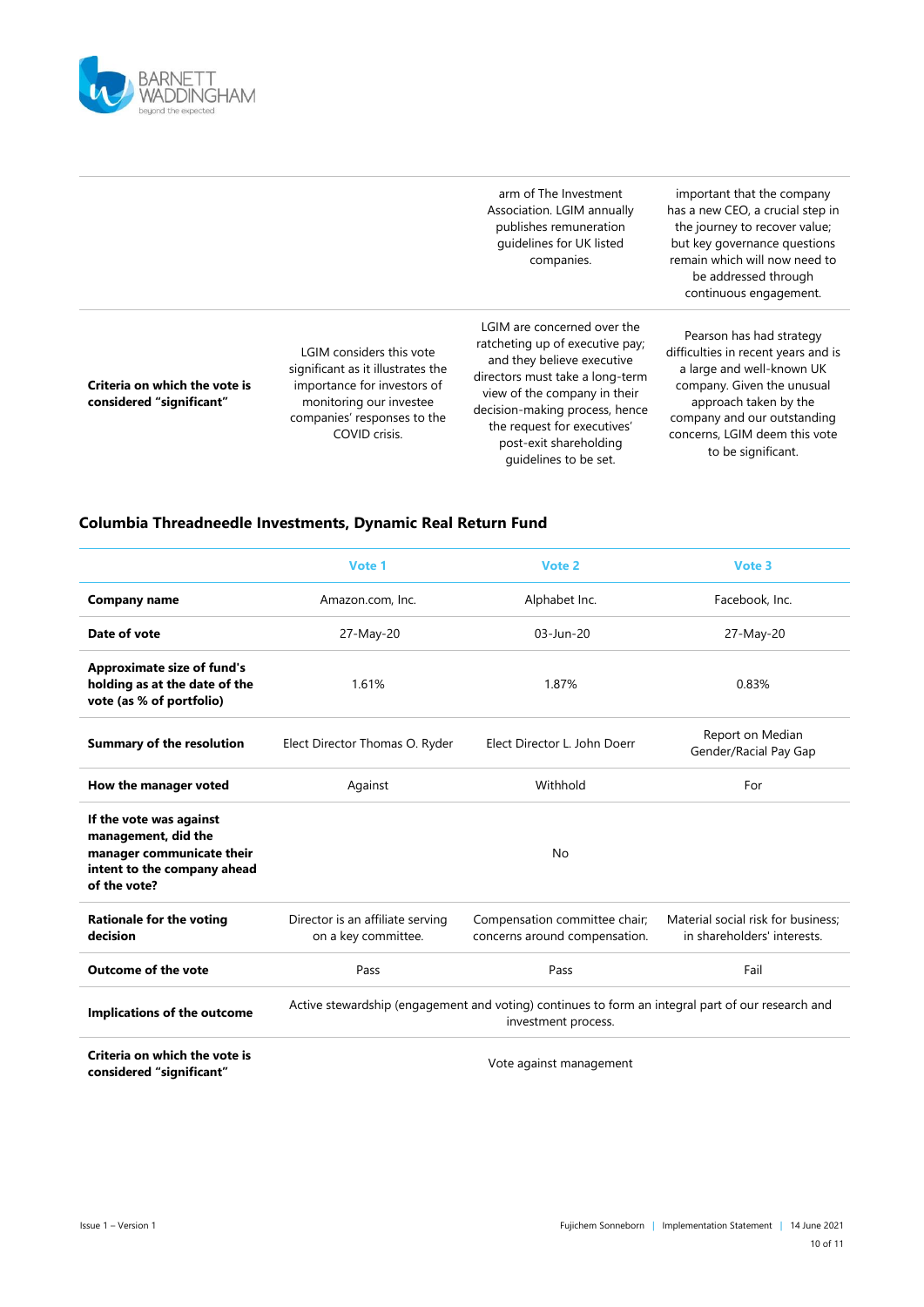| | | | |
|---|---|---|---|
| | | arm of The Investment Association. LGIM annually publishes remuneration guidelines for UK listed companies. | important that the company has a new CEO, a crucial step in the journey to recover value; but key governance questions remain which will now need to be addressed through continuous engagement. |
| **Criteria on which the vote is considered "significant"** | LGIM considers this vote significant as it illustrates the importance for investors of monitoring our investee companies' responses to the COVID crisis. | LGIM are concerned over the ratcheting up of executive pay; and they believe executive directors must take a long-term view of the company in their decision-making process, hence the request for executives' post-exit shareholding guidelines to be set. | Pearson has had strategy difficulties in recent years and is a large and well-known UK company. Given the unusual approach taken by the company and our outstanding concerns, LGIM deem this vote to be significant. |

## Columbia Threadneedle Investments, Dynamic Real Return Fund

| | Vote 1 | Vote 2 | Vote 3 |
|---|---|---|---|
| **Company name** | Amazon.com, Inc. | Alphabet Inc. | Facebook, Inc. |
| **Date of vote** | 27-May-20 | 03-Jun-20 | 27-May-20 |
| **Approximate size of fund's holding as at the date of the vote (as % of portfolio)** | 1.61% | 1.87% | 0.83% |
| **Summary of the resolution** | Elect Director Thomas O. Ryder | Elect Director L. John Doerr | Report on Median Gender/Racial Pay Gap |
| **How the manager voted** | Against | Withhold | For |
| **If the vote was against management, did the manager communicate their intent to the company ahead of the vote?** | | No | |
| **Rationale for the voting decision** | Director is an affiliate serving on a key committee. | Compensation committee chair; concerns around compensation. | Material social risk for business; in shareholders' interests. |
| **Outcome of the vote** | Pass | Pass | Fail |
| **Implications of the outcome** | Active stewardship (engagement and voting) continues to form an integral part of our research and investment process. | | |
| **Criteria on which the vote is considered "significant"** | | Vote against management | |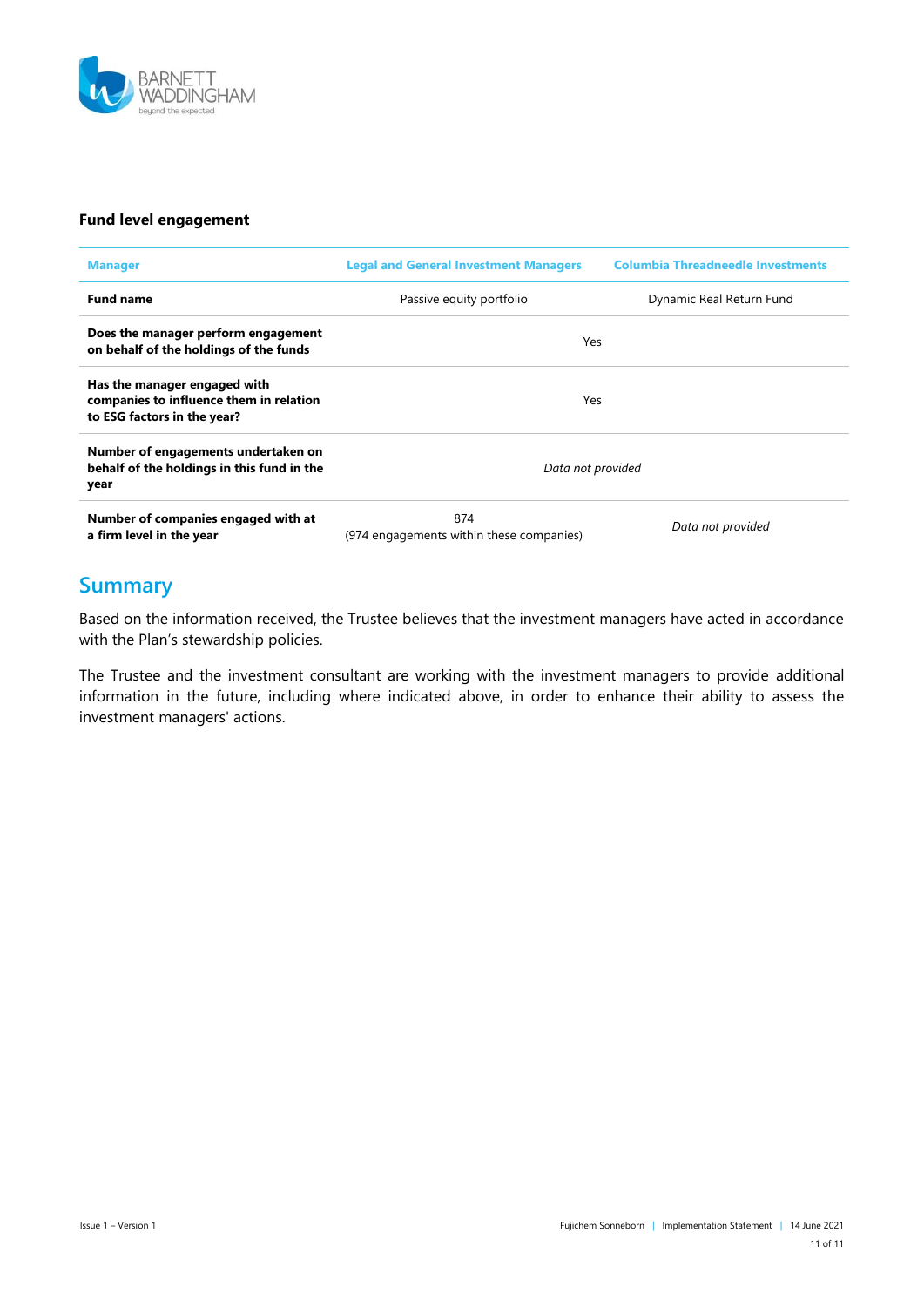#### Fund level engagement

| Manager | Legal and General Investment Managers | Columbia Threadneedle Investments |
|---|---|---|
| **Fund name** | Passive equity portfolio | Dynamic Real Return Fund |
| **Does the manager perform engagement on behalf of the holdings of the funds** | Yes | Yes |
| **Has the manager engaged with companies to influence them in relation to ESG factors in the year?** | Yes | Yes |
| **Number of engagements undertaken on behalf of the holdings in this fund in the year** | *Data not provided* | *Data not provided* |
| **Number of companies engaged with at a firm level in the year** | 874<br>(974 engagements within these companies) | *Data not provided* |

## Summary

Based on the information received, the Trustee believes that the investment managers have acted in accordance with the Plan's stewardship policies.

The Trustee and the investment consultant are working with the investment managers to provide additional information in the future, including where indicated above, in order to enhance their ability to assess the investment managers' actions.